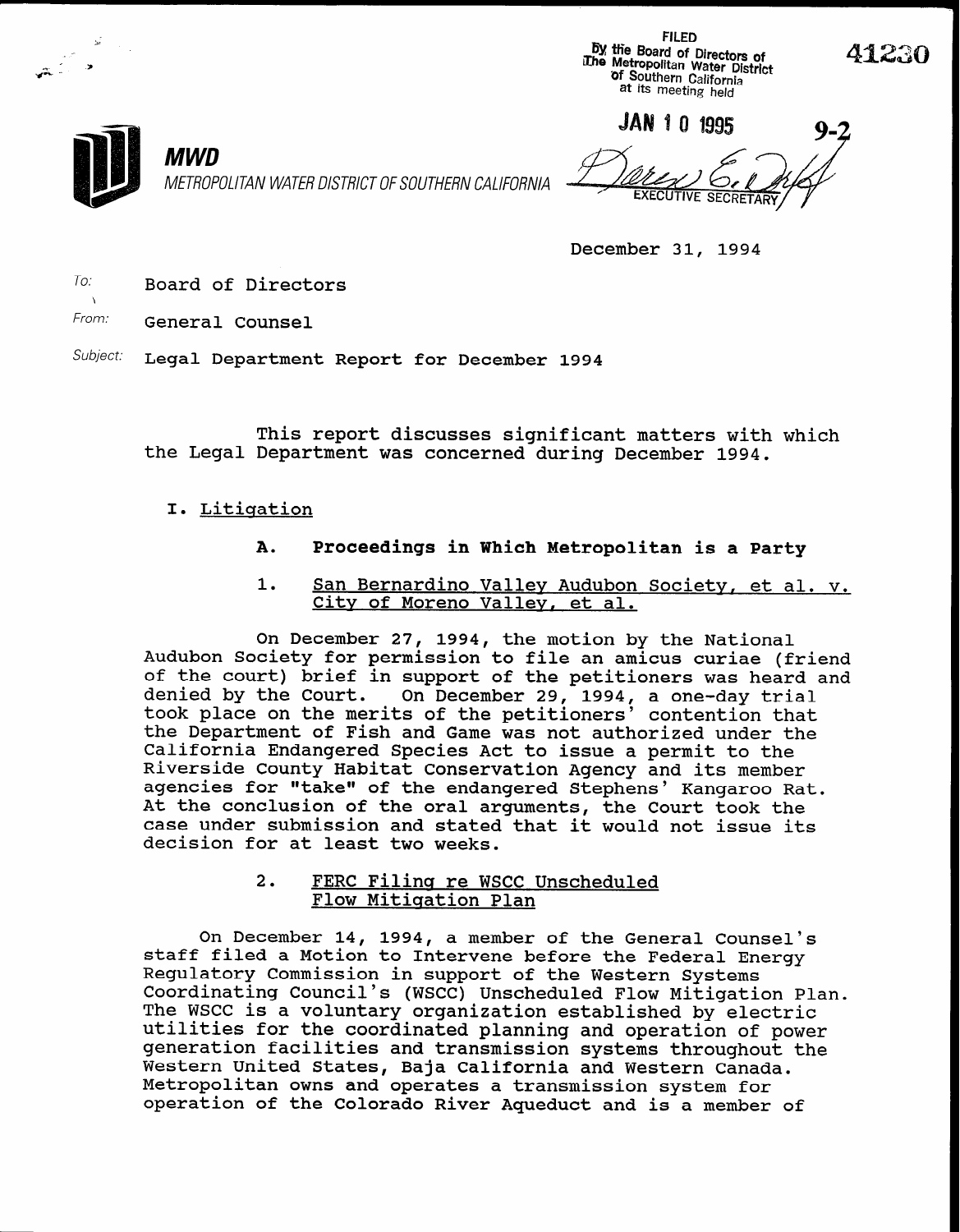FILED
By the Board of Directors of
The Metropolitan Water District
of Southern California
at its meeting held

JAN 10 1995

EXECUTIVE SECRETARY

41230

9-2

**MWD**
*METROPOLITAN WATER DISTRICT OF SOUTHERN CALIFORNIA*

December 31, 1994

To: Board of Directors

From: General Counsel

Subject: Legal Department Report for December 1994

This report discusses significant matters with which the Legal Department was concerned during December 1994.

## I. Litigation

### A. Proceedings in Which Metropolitan is a Party

#### 1. San Bernardino Valley Audubon Society, et al. v. City of Moreno Valley, et al.

On December 27, 1994, the motion by the National Audubon Society for permission to file an amicus curiae (friend of the court) brief in support of the petitioners was heard and denied by the Court. On December 29, 1994, a one-day trial took place on the merits of the petitioners' contention that the Department of Fish and Game was not authorized under the California Endangered Species Act to issue a permit to the Riverside County Habitat Conservation Agency and its member agencies for "take" of the endangered Stephens' Kangaroo Rat. At the conclusion of the oral arguments, the Court took the case under submission and stated that it would not issue its decision for at least two weeks.

#### 2. FERC Filing re WSCC Unscheduled Flow Mitigation Plan

On December 14, 1994, a member of the General Counsel's staff filed a Motion to Intervene before the Federal Energy Regulatory Commission in support of the Western Systems Coordinating Council's (WSCC) Unscheduled Flow Mitigation Plan. The WSCC is a voluntary organization established by electric utilities for the coordinated planning and operation of power generation facilities and transmission systems throughout the Western United States, Baja California and Western Canada. Metropolitan owns and operates a transmission system for operation of the Colorado River Aqueduct and is a member of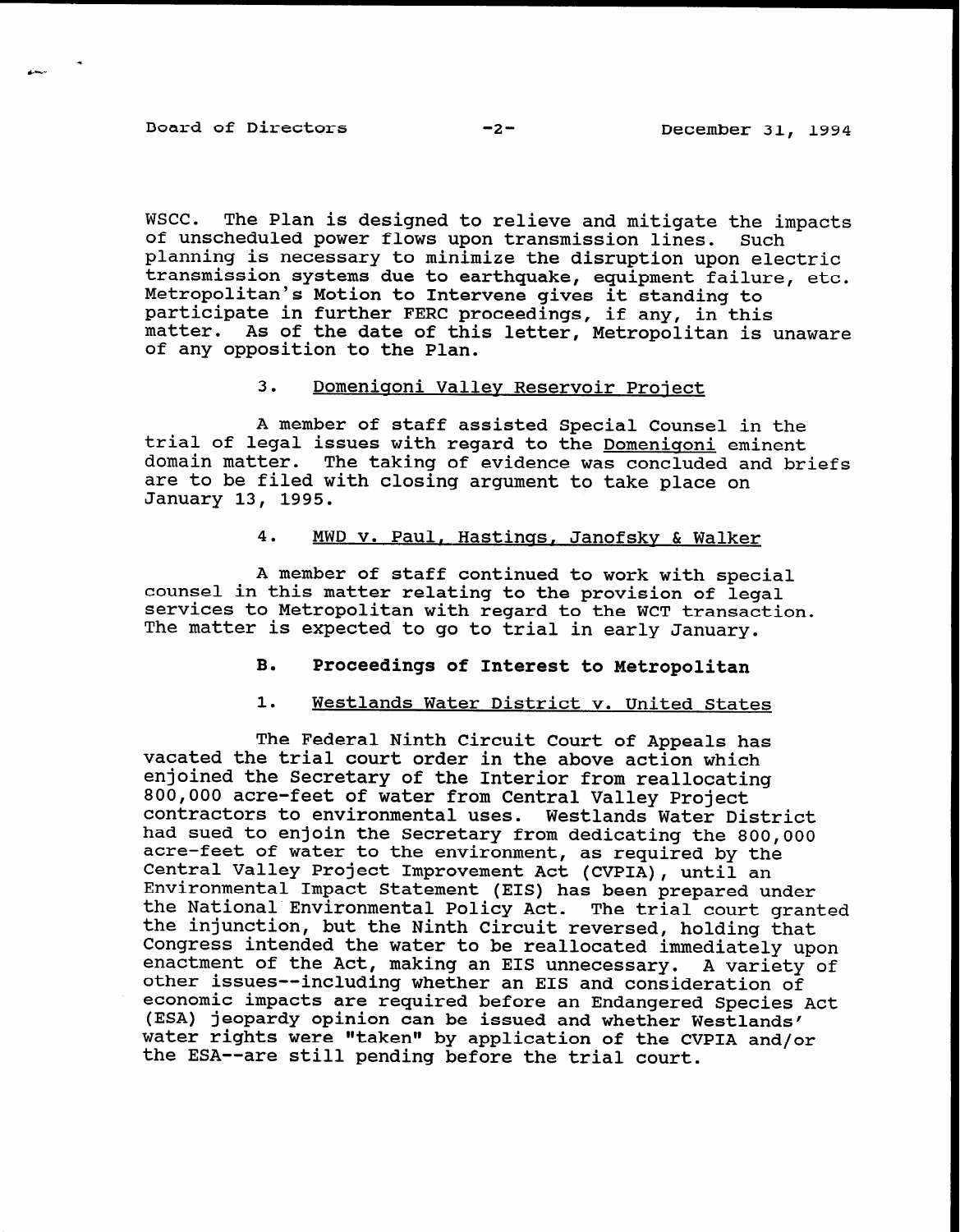WSCC. The Plan is designed to relieve and mitigate the impacts of unscheduled power flows upon transmission lines. Such planning is necessary to minimize the disruption upon electric transmission systems due to earthquake, equipment failure, etc. Metropolitan's Motion to Intervene gives it standing to participate in further FERC proceedings, if any, in this matter. As of the date of this letter, Metropolitan is unaware of any opposition to the Plan.

3. Domenigoni Valley Reservoir Project

A member of staff assisted Special Counsel in the trial of legal issues with regard to the *Domenigoni* eminent domain matter. The taking of evidence was concluded and briefs are to be filed with closing argument to take place on January 13, 1995.

4. MWD v. Paul, Hastings, Janofsky & Walker

A member of staff continued to work with special counsel in this matter relating to the provision of legal services to Metropolitan with regard to the WCT transaction. The matter is expected to go to trial in early January.

**B. Proceedings of Interest to Metropolitan**

1. Westlands Water District v. United States

The Federal Ninth Circuit Court of Appeals has vacated the trial court order in the above action which enjoined the Secretary of the Interior from reallocating 800,000 acre-feet of water from Central Valley Project contractors to environmental uses. Westlands Water District had sued to enjoin the Secretary from dedicating the 800,000 acre-feet of water to the environment, as required by the Central Valley Project Improvement Act (CVPIA), until an Environmental Impact Statement (EIS) has been prepared under the National Environmental Policy Act. The trial court granted the injunction, but the Ninth Circuit reversed, holding that Congress intended the water to be reallocated immediately upon enactment of the Act, making an EIS unnecessary. A variety of other issues--including whether an EIS and consideration of economic impacts are required before an Endangered Species Act (ESA) jeopardy opinion can be issued and whether Westlands' water rights were "taken" by application of the CVPIA and/or the ESA--are still pending before the trial court.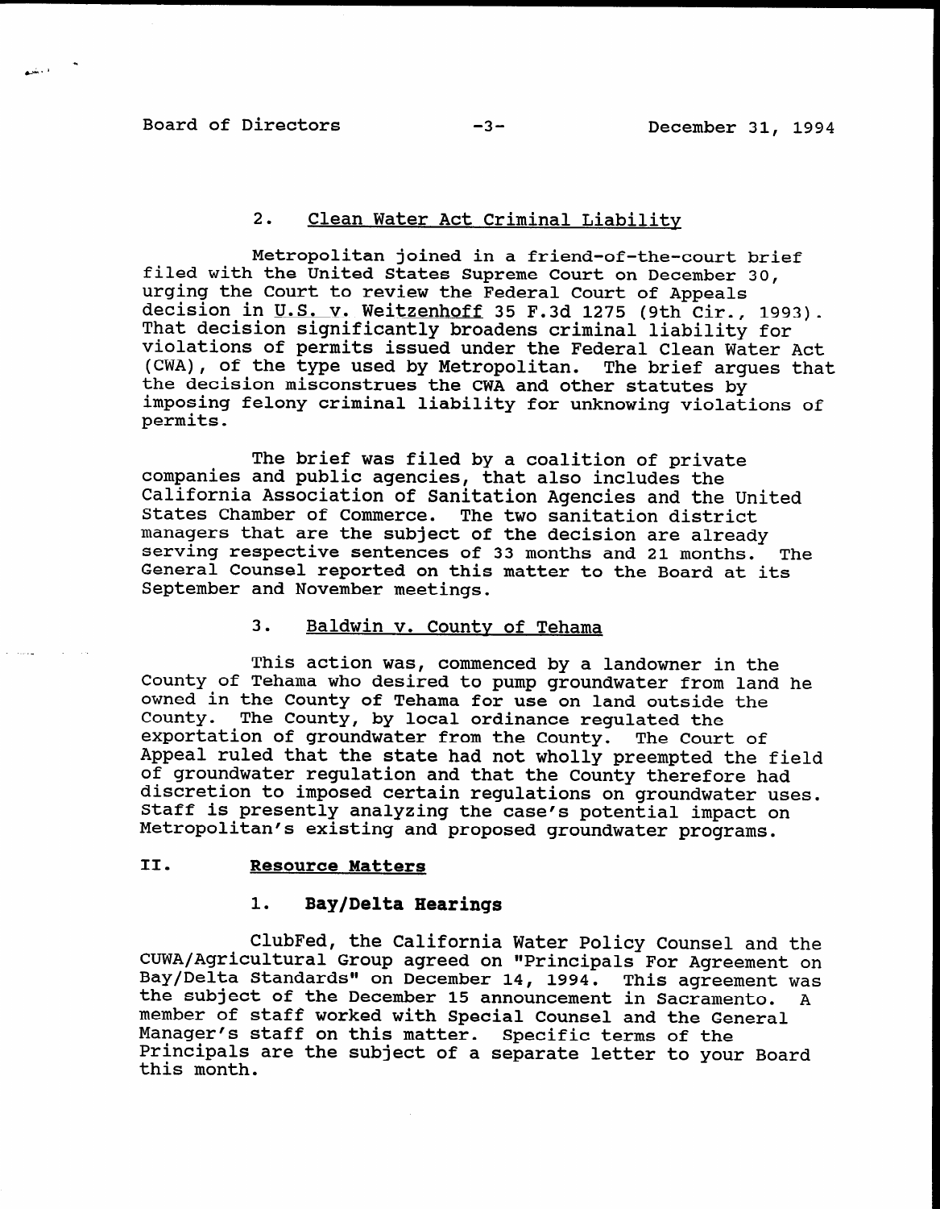2. Clean Water Act Criminal Liability

Metropolitan joined in a friend-of-the-court brief filed with the United States Supreme Court on December 30, urging the Court to review the Federal Court of Appeals decision in U.S. v. Weitzenhoff 35 F.3d 1275 (9th Cir., 1993). That decision significantly broadens criminal liability for violations of permits issued under the Federal Clean Water Act (CWA), of the type used by Metropolitan. The brief argues that the decision misconstrues the CWA and other statutes by imposing felony criminal liability for unknowing violations of permits.

The brief was filed by a coalition of private companies and public agencies, that also includes the California Association of Sanitation Agencies and the United States Chamber of Commerce. The two sanitation district managers that are the subject of the decision are already serving respective sentences of 33 months and 21 months. The General Counsel reported on this matter to the Board at its September and November meetings.

3. Baldwin v. County of Tehama

This action was, commenced by a landowner in the County of Tehama who desired to pump groundwater from land he owned in the County of Tehama for use on land outside the County. The County, by local ordinance regulated the exportation of groundwater from the County. The Court of Appeal ruled that the state had not wholly preempted the field of groundwater regulation and that the County therefore had discretion to imposed certain regulations on groundwater uses. Staff is presently analyzing the case's potential impact on Metropolitan's existing and proposed groundwater programs.

## II. Resource Matters

### 1. Bay/Delta Hearings

ClubFed, the California Water Policy Counsel and the CUWA/Agricultural Group agreed on "Principals For Agreement on Bay/Delta Standards" on December 14, 1994. This agreement was the subject of the December 15 announcement in Sacramento. A member of staff worked with Special Counsel and the General Manager's staff on this matter. Specific terms of the Principals are the subject of a separate letter to your Board this month.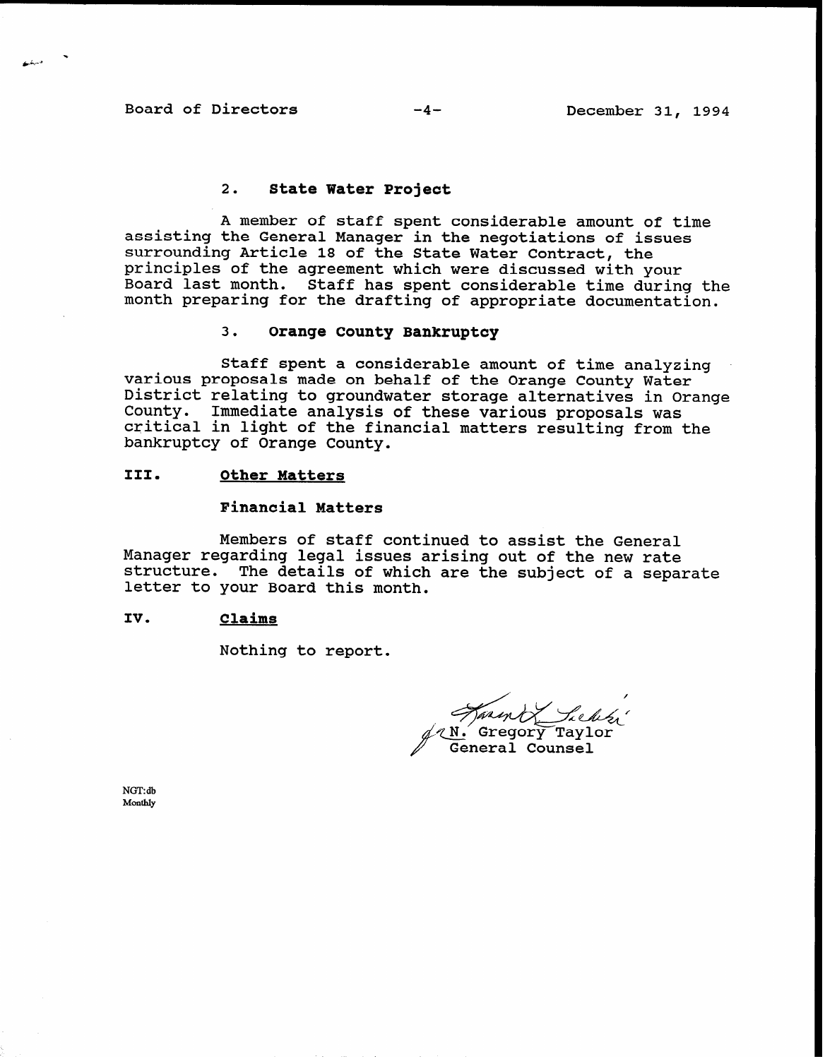2. **State Water Project**

A member of staff spent considerable amount of time assisting the General Manager in the negotiations of issues surrounding Article 18 of the State Water Contract, the principles of the agreement which were discussed with your Board last month. Staff has spent considerable time during the month preparing for the drafting of appropriate documentation.

3. **Orange County Bankruptcy**

Staff spent a considerable amount of time analyzing various proposals made on behalf of the Orange County Water District relating to groundwater storage alternatives in Orange County. Immediate analysis of these various proposals was critical in light of the financial matters resulting from the bankruptcy of Orange County.

## III. Other Matters

**Financial Matters**

Members of staff continued to assist the General Manager regarding legal issues arising out of the new rate structure. The details of which are the subject of a separate letter to your Board this month.

## IV. Claims

Nothing to report.

N. Gregory Taylor
General Counsel

NGT:db
Monthly